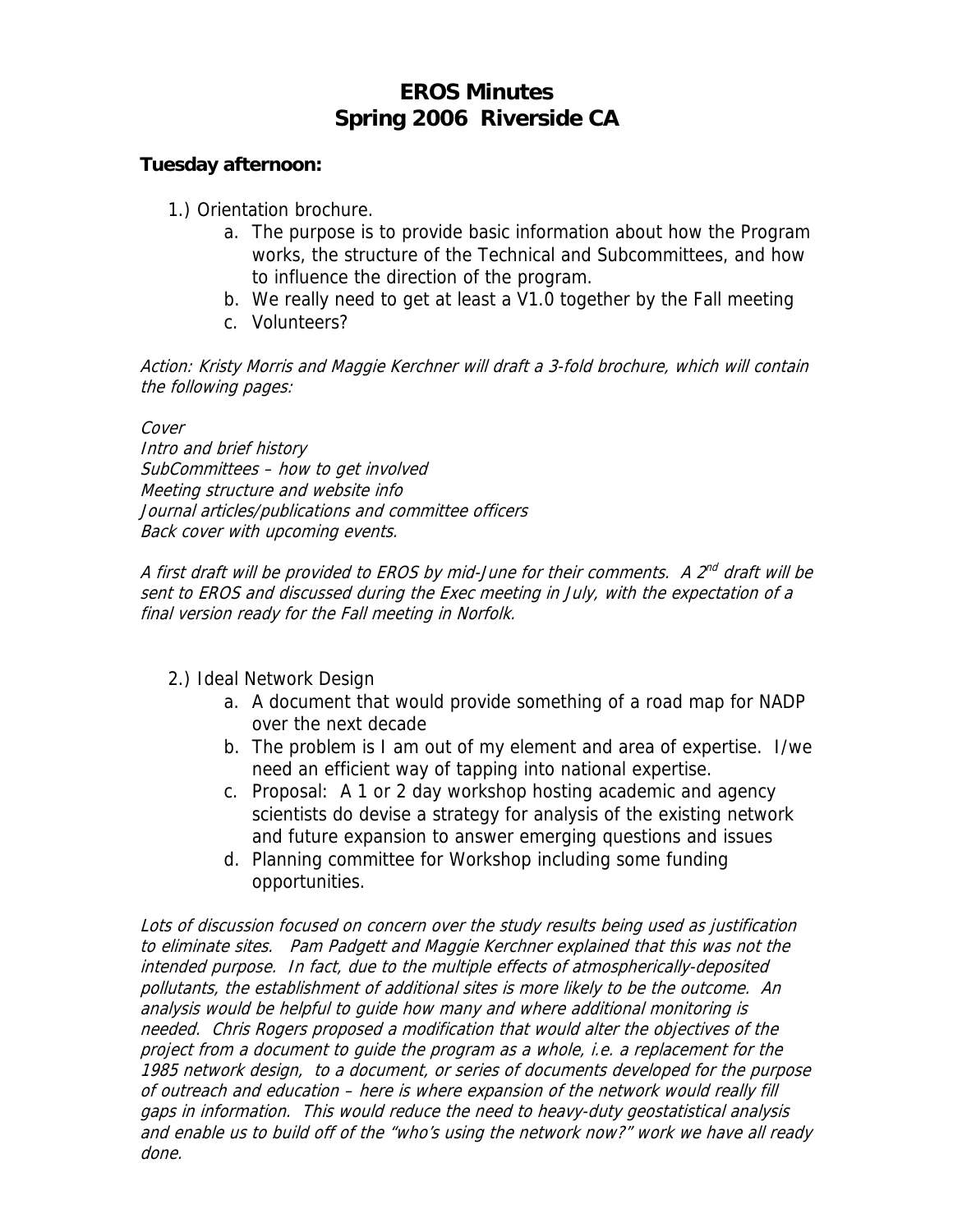# EROS Minutes
## Spring 2006 Riverside CA

**Tuesday afternoon:**

1.) Orientation brochure.

a. The purpose is to provide basic information about how the Program works, the structure of the Technical and Subcommittees, and how to influence the direction of the program.

b. We really need to get at least a V1.0 together by the Fall meeting

c. Volunteers?

*Action: Kristy Morris and Maggie Kerchner will draft a 3-fold brochure, which will contain the following pages:*

*Cover*
*Intro and brief history*
*SubCommittees – how to get involved*
*Meeting structure and website info*
*Journal articles/publications and committee officers*
*Back cover with upcoming events.*

*A first draft will be provided to EROS by mid-June for their comments. A 2nd draft will be sent to EROS and discussed during the Exec meeting in July, with the expectation of a final version ready for the Fall meeting in Norfolk.*

2.) Ideal Network Design

a. A document that would provide something of a road map for NADP over the next decade

b. The problem is I am out of my element and area of expertise. I/we need an efficient way of tapping into national expertise.

c. Proposal: A 1 or 2 day workshop hosting academic and agency scientists do devise a strategy for analysis of the existing network and future expansion to answer emerging questions and issues

d. Planning committee for Workshop including some funding opportunities.

*Lots of discussion focused on concern over the study results being used as justification to eliminate sites. Pam Padgett and Maggie Kerchner explained that this was not the intended purpose. In fact, due to the multiple effects of atmospherically-deposited pollutants, the establishment of additional sites is more likely to be the outcome. An analysis would be helpful to guide how many and where additional monitoring is needed. Chris Rogers proposed a modification that would alter the objectives of the project from a document to guide the program as a whole, i.e. a replacement for the 1985 network design, to a document, or series of documents developed for the purpose of outreach and education – here is where expansion of the network would really fill gaps in information. This would reduce the need to heavy-duty geostatistical analysis and enable us to build off of the "who's using the network now?" work we have all ready done.*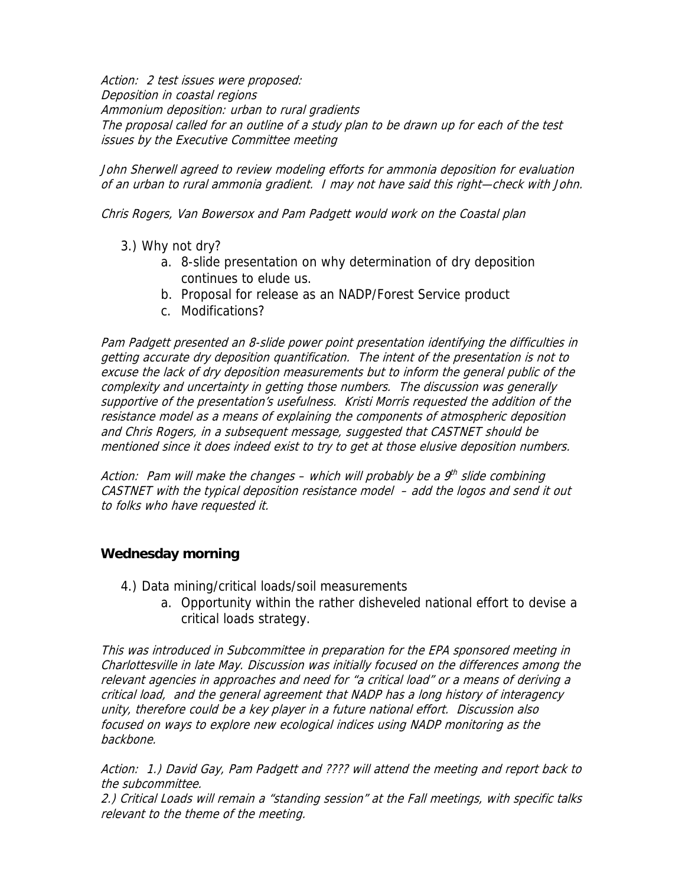*Action: 2 test issues were proposed:*
*Deposition in coastal regions*
*Ammonium deposition: urban to rural gradients*
*The proposal called for an outline of a study plan to be drawn up for each of the test issues by the Executive Committee meeting*

*John Sherwell agreed to review modeling efforts for ammonia deposition for evaluation of an urban to rural ammonia gradient. I may not have said this right—check with John.*

*Chris Rogers, Van Bowersox and Pam Padgett would work on the Coastal plan*

3.) Why not dry?
   a. 8-slide presentation on why determination of dry deposition continues to elude us.
   b. Proposal for release as an NADP/Forest Service product
   c. Modifications?

*Pam Padgett presented an 8-slide power point presentation identifying the difficulties in getting accurate dry deposition quantification. The intent of the presentation is not to excuse the lack of dry deposition measurements but to inform the general public of the complexity and uncertainty in getting those numbers. The discussion was generally supportive of the presentation's usefulness. Kristi Morris requested the addition of the resistance model as a means of explaining the components of atmospheric deposition and Chris Rogers, in a subsequent message, suggested that CASTNET should be mentioned since it does indeed exist to try to get at those elusive deposition numbers.*

*Action: Pam will make the changes – which will probably be a 9th slide combining CASTNET with the typical deposition resistance model – add the logos and send it out to folks who have requested it.*

### Wednesday morning

4.) Data mining/critical loads/soil measurements
   a. Opportunity within the rather disheveled national effort to devise a critical loads strategy.

*This was introduced in Subcommittee in preparation for the EPA sponsored meeting in Charlottesville in late May. Discussion was initially focused on the differences among the relevant agencies in approaches and need for "a critical load" or a means of deriving a critical load, and the general agreement that NADP has a long history of interagency unity, therefore could be a key player in a future national effort. Discussion also focused on ways to explore new ecological indices using NADP monitoring as the backbone.*

*Action: 1.) David Gay, Pam Padgett and ???? will attend the meeting and report back to the subcommittee.*
*2.) Critical Loads will remain a "standing session" at the Fall meetings, with specific talks relevant to the theme of the meeting.*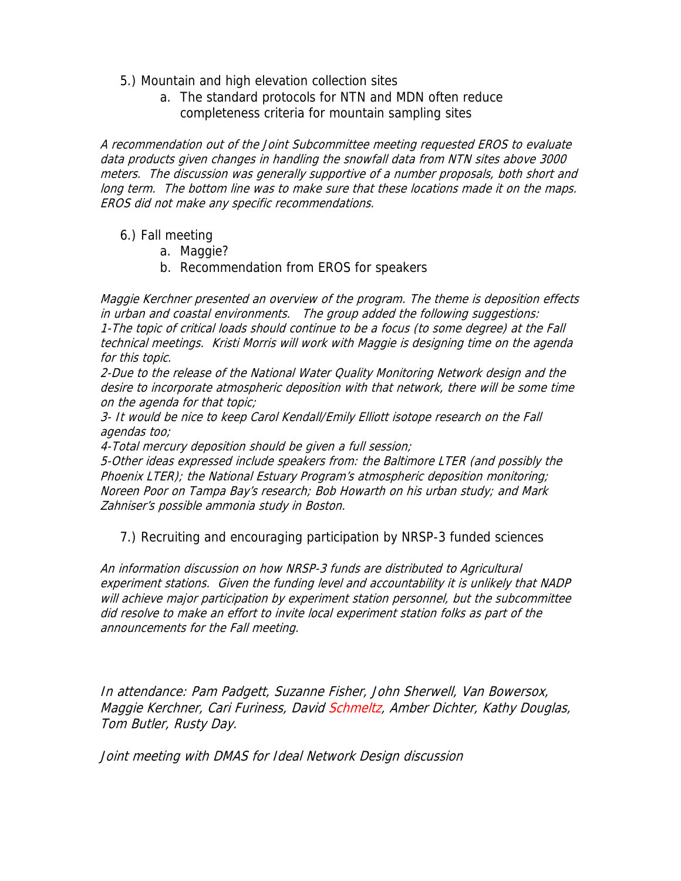5.) Mountain and high elevation collection sites

   a. The standard protocols for NTN and MDN often reduce completeness criteria for mountain sampling sites

*A recommendation out of the Joint Subcommittee meeting requested EROS to evaluate data products given changes in handling the snowfall data from NTN sites above 3000 meters. The discussion was generally supportive of a number proposals, both short and long term. The bottom line was to make sure that these locations made it on the maps. EROS did not make any specific recommendations.*

6.) Fall meeting

   a. Maggie?
   b. Recommendation from EROS for speakers

*Maggie Kerchner presented an overview of the program. The theme is deposition effects in urban and coastal environments. The group added the following suggestions:*
*1-The topic of critical loads should continue to be a focus (to some degree) at the Fall technical meetings. Kristi Morris will work with Maggie is designing time on the agenda for this topic.*
*2-Due to the release of the National Water Quality Monitoring Network design and the desire to incorporate atmospheric deposition with that network, there will be some time on the agenda for that topic;*
*3- It would be nice to keep Carol Kendall/Emily Elliott isotope research on the Fall agendas too;*
*4-Total mercury deposition should be given a full session;*
*5-Other ideas expressed include speakers from: the Baltimore LTER (and possibly the Phoenix LTER); the National Estuary Program's atmospheric deposition monitoring; Noreen Poor on Tampa Bay's research; Bob Howarth on his urban study; and Mark Zahniser's possible ammonia study in Boston.*

7.) Recruiting and encouraging participation by NRSP-3 funded sciences

*An information discussion on how NRSP-3 funds are distributed to Agricultural experiment stations. Given the funding level and accountability it is unlikely that NADP will achieve major participation by experiment station personnel, but the subcommittee did resolve to make an effort to invite local experiment station folks as part of the announcements for the Fall meeting.*

*In attendance: Pam Padgett, Suzanne Fisher, John Sherwell, Van Bowersox, Maggie Kerchner, Cari Furiness, David Schmeltz, Amber Dichter, Kathy Douglas, Tom Butler, Rusty Day.*

*Joint meeting with DMAS for Ideal Network Design discussion*